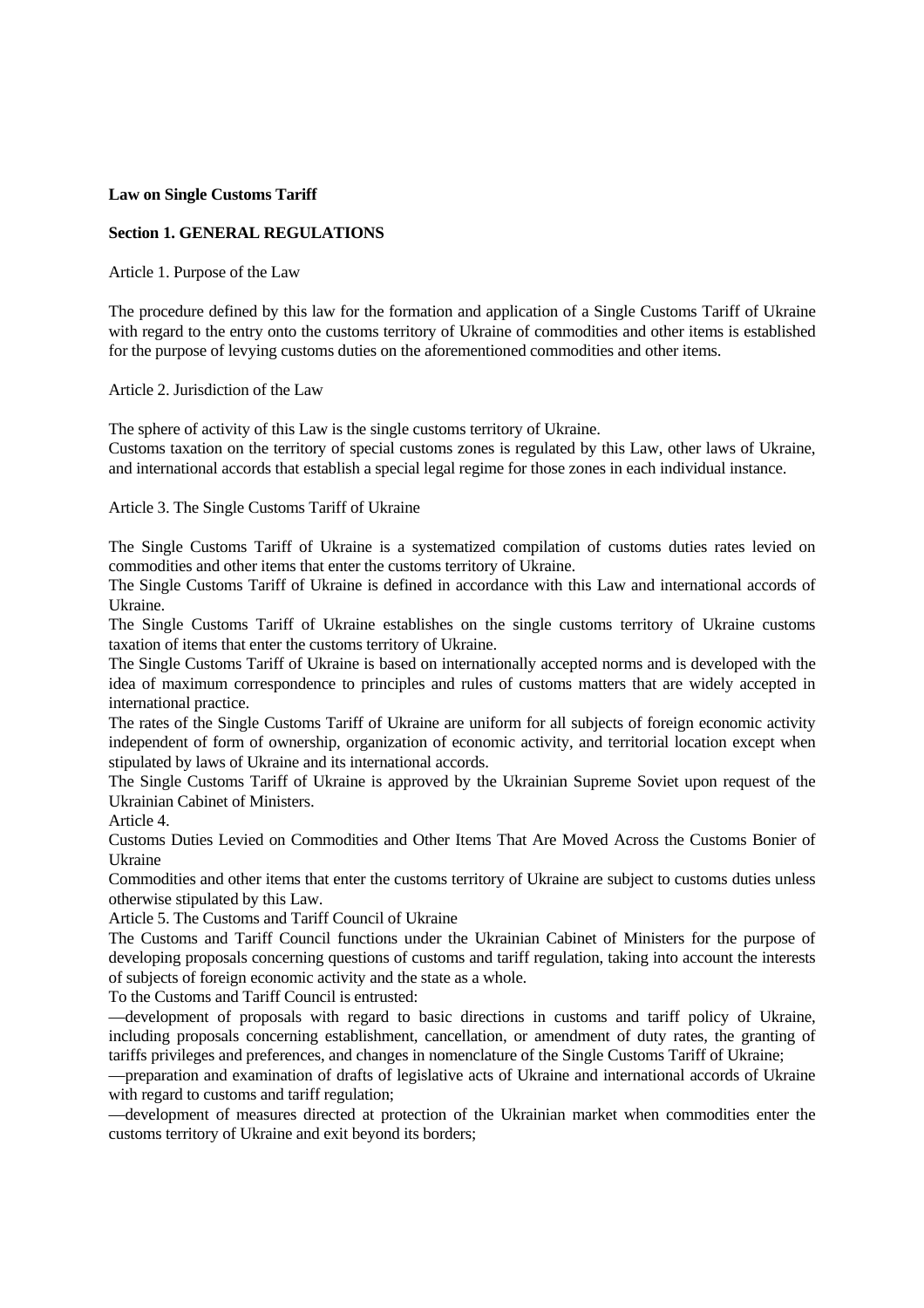**Law on Single Customs Tariff**

**Section 1. GENERAL REGULATIONS**

Article 1. Purpose of the Law

The procedure defined by this law for the formation and application of a Single Customs Tariff of Ukraine with regard to the entry onto the customs territory of Ukraine of commodities and other items is established for the purpose of levying customs duties on the aforementioned commodities and other items.

Article 2. Jurisdiction of the Law

The sphere of activity of this Law is the single customs territory of Ukraine.
Customs taxation on the territory of special customs zones is regulated by this Law, other laws of Ukraine, and international accords that establish a special legal regime for those zones in each individual instance.

Article 3. The Single Customs Tariff of Ukraine

The Single Customs Tariff of Ukraine is a systematized compilation of customs duties rates levied on commodities and other items that enter the customs territory of Ukraine.
The Single Customs Tariff of Ukraine is defined in accordance with this Law and international accords of Ukraine.
The Single Customs Tariff of Ukraine establishes on the single customs territory of Ukraine customs taxation of items that enter the customs territory of Ukraine.
The Single Customs Tariff of Ukraine is based on internationally accepted norms and is developed with the idea of maximum correspondence to principles and rules of customs matters that are widely accepted in international practice.
The rates of the Single Customs Tariff of Ukraine are uniform for all subjects of foreign economic activity independent of form of ownership, organization of economic activity, and territorial location except when stipulated by laws of Ukraine and its international accords.
The Single Customs Tariff of Ukraine is approved by the Ukrainian Supreme Soviet upon request of the Ukrainian Cabinet of Ministers.

Article 4.
Customs Duties Levied on Commodities and Other Items That Are Moved Across the Customs Bonier of Ukraine
Commodities and other items that enter the customs territory of Ukraine are subject to customs duties unless otherwise stipulated by this Law.

Article 5. The Customs and Tariff Council of Ukraine
The Customs and Tariff Council functions under the Ukrainian Cabinet of Ministers for the purpose of developing proposals concerning questions of customs and tariff regulation, taking into account the interests of subjects of foreign economic activity and the state as a whole.
To the Customs and Tariff Council is entrusted:
—development of proposals with regard to basic directions in customs and tariff policy of Ukraine, including proposals concerning establishment, cancellation, or amendment of duty rates, the granting of tariffs privileges and preferences, and changes in nomenclature of the Single Customs Tariff of Ukraine;
—preparation and examination of drafts of legislative acts of Ukraine and international accords of Ukraine with regard to customs and tariff regulation;
—development of measures directed at protection of the Ukrainian market when commodities enter the customs territory of Ukraine and exit beyond its borders;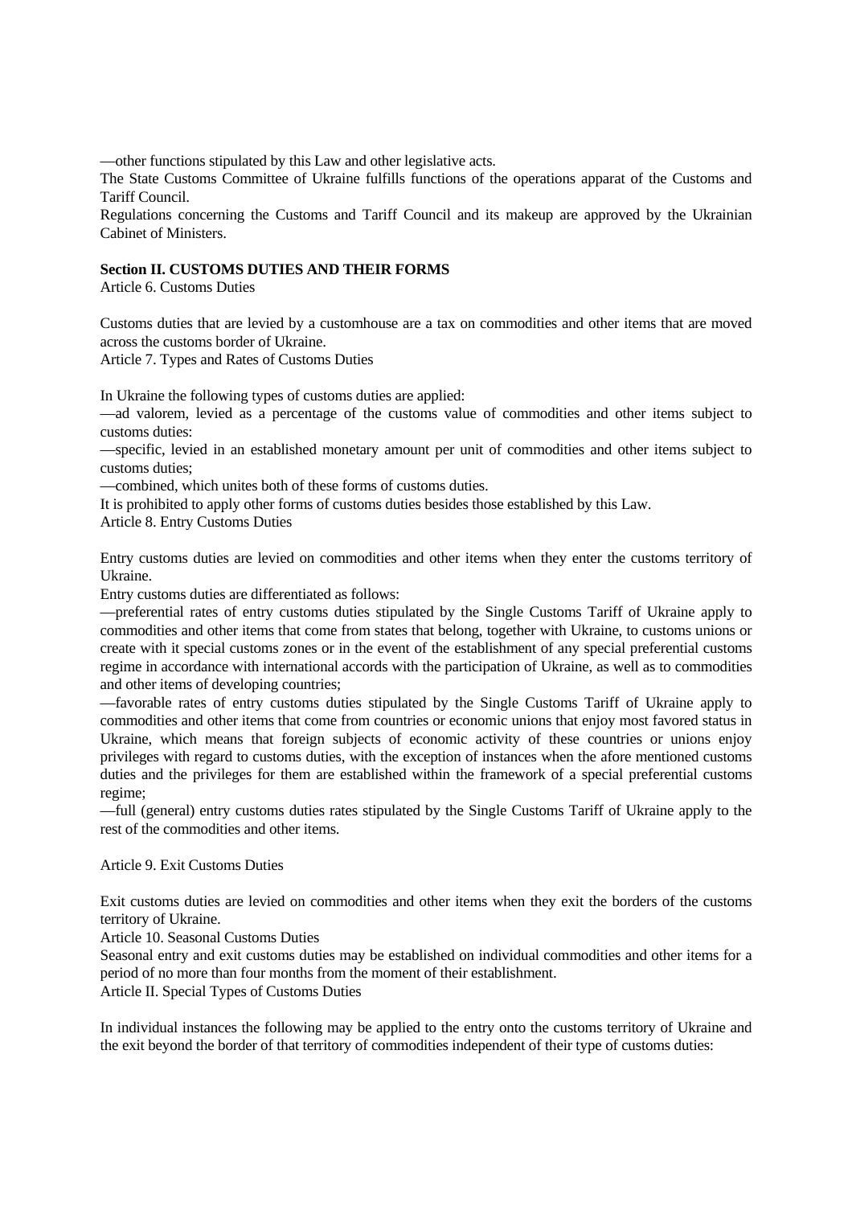—other functions stipulated by this Law and other legislative acts.

The State Customs Committee of Ukraine fulfills functions of the operations apparat of the Customs and Tariff Council.

Regulations concerning the Customs and Tariff Council and its makeup are approved by the Ukrainian Cabinet of Ministers.

**Section II. CUSTOMS DUTIES AND THEIR FORMS**

Article 6. Customs Duties

Customs duties that are levied by a customhouse are a tax on commodities and other items that are moved across the customs border of Ukraine.

Article 7. Types and Rates of Customs Duties

In Ukraine the following types of customs duties are applied:

—ad valorem, levied as a percentage of the customs value of commodities and other items subject to customs duties:

—specific, levied in an established monetary amount per unit of commodities and other items subject to customs duties;

—combined, which unites both of these forms of customs duties.

It is prohibited to apply other forms of customs duties besides those established by this Law.

Article 8. Entry Customs Duties

Entry customs duties are levied on commodities and other items when they enter the customs territory of Ukraine.

Entry customs duties are differentiated as follows:

—preferential rates of entry customs duties stipulated by the Single Customs Tariff of Ukraine apply to commodities and other items that come from states that belong, together with Ukraine, to customs unions or create with it special customs zones or in the event of the establishment of any special preferential customs regime in accordance with international accords with the participation of Ukraine, as well as to commodities and other items of developing countries;

—favorable rates of entry customs duties stipulated by the Single Customs Tariff of Ukraine apply to commodities and other items that come from countries or economic unions that enjoy most favored status in Ukraine, which means that foreign subjects of economic activity of these countries or unions enjoy privileges with regard to customs duties, with the exception of instances when the afore mentioned customs duties and the privileges for them are established within the framework of a special preferential customs regime;

—full (general) entry customs duties rates stipulated by the Single Customs Tariff of Ukraine apply to the rest of the commodities and other items.

Article 9. Exit Customs Duties

Exit customs duties are levied on commodities and other items when they exit the borders of the customs territory of Ukraine.

Article 10. Seasonal Customs Duties

Seasonal entry and exit customs duties may be established on individual commodities and other items for a period of no more than four months from the moment of their establishment.

Article II. Special Types of Customs Duties

In individual instances the following may be applied to the entry onto the customs territory of Ukraine and the exit beyond the border of that territory of commodities independent of their type of customs duties: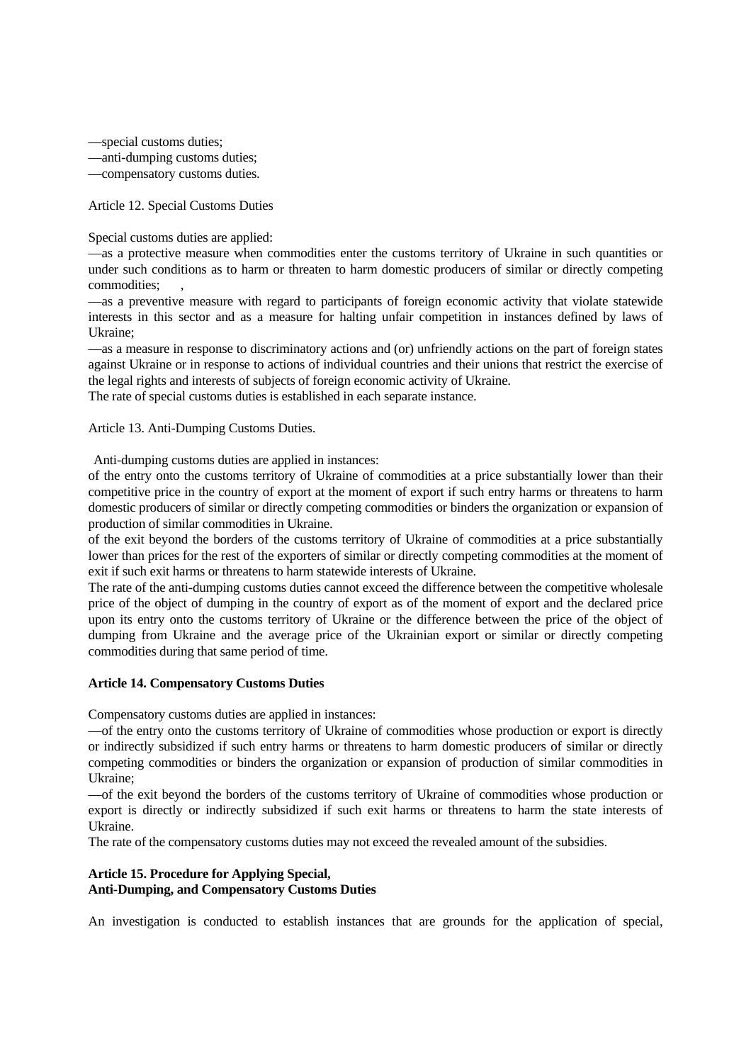—special customs duties;
—anti-dumping customs duties;
—compensatory customs duties.

Article 12. Special Customs Duties

Special customs duties are applied:
—as a protective measure when commodities enter the customs territory of Ukraine in such quantities or under such conditions as to harm or threaten to harm domestic producers of similar or directly competing commodities; ,
—as a preventive measure with regard to participants of foreign economic activity that violate statewide interests in this sector and as a measure for halting unfair competition in instances defined by laws of Ukraine;
—as a measure in response to discriminatory actions and (or) unfriendly actions on the part of foreign states against Ukraine or in response to actions of individual countries and their unions that restrict the exercise of the legal rights and interests of subjects of foreign economic activity of Ukraine.
The rate of special customs duties is established in each separate instance.

Article 13. Anti-Dumping Customs Duties.

Anti-dumping customs duties are applied in instances:
of the entry onto the customs territory of Ukraine of commodities at a price substantially lower than their competitive price in the country of export at the moment of export if such entry harms or threatens to harm domestic producers of similar or directly competing commodities or binders the organization or expansion of production of similar commodities in Ukraine.
of the exit beyond the borders of the customs territory of Ukraine of commodities at a price substantially lower than prices for the rest of the exporters of similar or directly competing commodities at the moment of exit if such exit harms or threatens to harm statewide interests of Ukraine.
The rate of the anti-dumping customs duties cannot exceed the difference between the competitive wholesale price of the object of dumping in the country of export as of the moment of export and the declared price upon its entry onto the customs territory of Ukraine or the difference between the price of the object of dumping from Ukraine and the average price of the Ukrainian export or similar or directly competing commodities during that same period of time.

**Article 14. Compensatory Customs Duties**

Compensatory customs duties are applied in instances:
—of the entry onto the customs territory of Ukraine of commodities whose production or export is directly or indirectly subsidized if such entry harms or threatens to harm domestic producers of similar or directly competing commodities or binders the organization or expansion of production of similar commodities in Ukraine;
—of the exit beyond the borders of the customs territory of Ukraine of commodities whose production or export is directly or indirectly subsidized if such exit harms or threatens to harm the state interests of Ukraine.
The rate of the compensatory customs duties may not exceed the revealed amount of the subsidies.

**Article 15. Procedure for Applying Special, Anti-Dumping, and Compensatory Customs Duties**

An investigation is conducted to establish instances that are grounds for the application of special,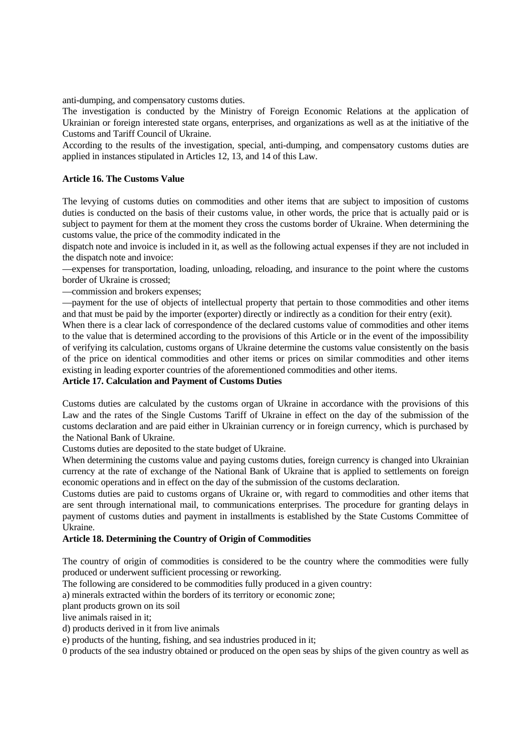anti-dumping, and compensatory customs duties.

The investigation is conducted by the Ministry of Foreign Economic Relations at the application of Ukrainian or foreign interested state organs, enterprises, and organizations as well as at the initiative of the Customs and Tariff Council of Ukraine.

According to the results of the investigation, special, anti-dumping, and compensatory customs duties are applied in instances stipulated in Articles 12, 13, and 14 of this Law.

**Article 16. The Customs Value**

The levying of customs duties on commodities and other items that are subject to imposition of customs duties is conducted on the basis of their customs value, in other words, the price that is actually paid or is subject to payment for them at the moment they cross the customs border of Ukraine. When determining the customs value, the price of the commodity indicated in the dispatch note and invoice is included in it, as well as the following actual expenses if they are not included in the dispatch note and invoice:

—expenses for transportation, loading, unloading, reloading, and insurance to the point where the customs border of Ukraine is crossed;

—commission and brokers expenses;

—payment for the use of objects of intellectual property that pertain to those commodities and other items and that must be paid by the importer (exporter) directly or indirectly as a condition for their entry (exit).

When there is a clear lack of correspondence of the declared customs value of commodities and other items to the value that is determined according to the provisions of this Article or in the event of the impossibility of verifying its calculation, customs organs of Ukraine determine the customs value consistently on the basis of the price on identical commodities and other items or prices on similar commodities and other items existing in leading exporter countries of the aforementioned commodities and other items.

**Article 17. Calculation and Payment of Customs Duties**

Customs duties are calculated by the customs organ of Ukraine in accordance with the provisions of this Law and the rates of the Single Customs Tariff of Ukraine in effect on the day of the submission of the customs declaration and are paid either in Ukrainian currency or in foreign currency, which is purchased by the National Bank of Ukraine.

Customs duties are deposited to the state budget of Ukraine.

When determining the customs value and paying customs duties, foreign currency is changed into Ukrainian currency at the rate of exchange of the National Bank of Ukraine that is applied to settlements on foreign economic operations and in effect on the day of the submission of the customs declaration.

Customs duties are paid to customs organs of Ukraine or, with regard to commodities and other items that are sent through international mail, to communications enterprises. The procedure for granting delays in payment of customs duties and payment in installments is established by the State Customs Committee of Ukraine.

**Article 18. Determining the Country of Origin of Commodities**

The country of origin of commodities is considered to be the country where the commodities were fully produced or underwent sufficient processing or reworking.

The following are considered to be commodities fully produced in a given country:

a) minerals extracted within the borders of its territory or economic zone;

plant products grown on its soil

live animals raised in it;

d) products derived in it from live animals

e) products of the hunting, fishing, and sea industries produced in it;

0 products of the sea industry obtained or produced on the open seas by ships of the given country as well as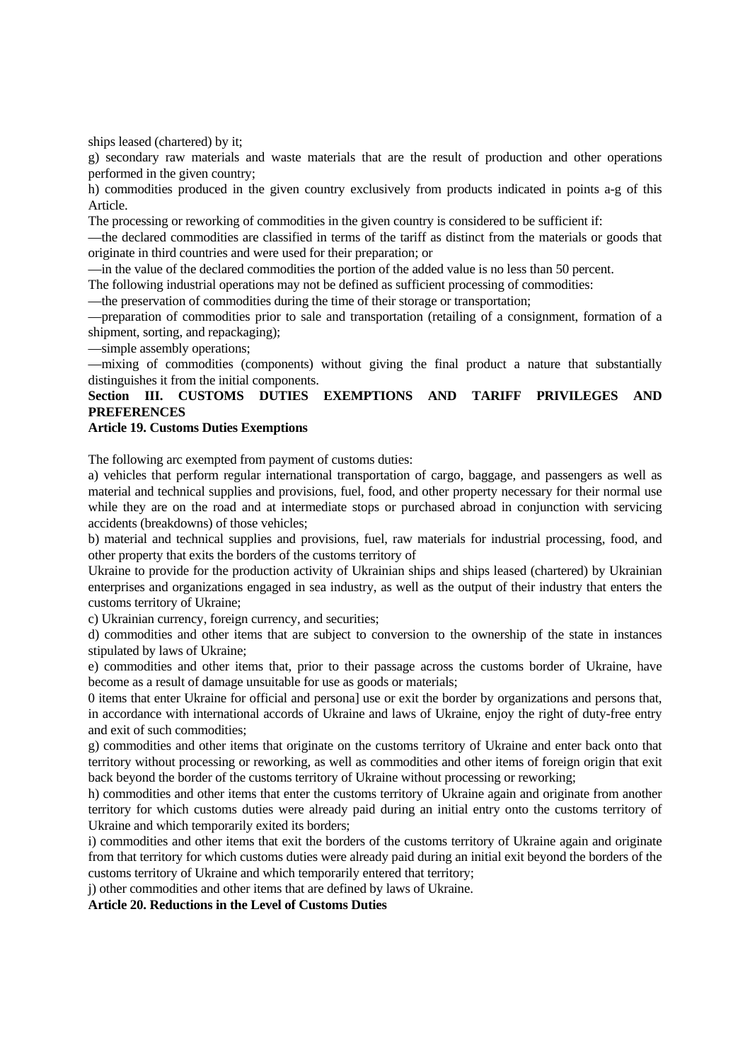ships leased (chartered) by it;

g) secondary raw materials and waste materials that are the result of production and other operations performed in the given country;

h) commodities produced in the given country exclusively from products indicated in points a-g of this Article.

The processing or reworking of commodities in the given country is considered to be sufficient if:

—the declared commodities are classified in terms of the tariff as distinct from the materials or goods that originate in third countries and were used for their preparation; or

—in the value of the declared commodities the portion of the added value is no less than 50 percent.

The following industrial operations may not be defined as sufficient processing of commodities:

—the preservation of commodities during the time of their storage or transportation;

—preparation of commodities prior to sale and transportation (retailing of a consignment, formation of a shipment, sorting, and repackaging);

—simple assembly operations;

—mixing of commodities (components) without giving the final product a nature that substantially distinguishes it from the initial components.

## Section III. CUSTOMS DUTIES EXEMPTIONS AND TARIFF PRIVILEGES AND PREFERENCES

### Article 19. Customs Duties Exemptions

The following arc exempted from payment of customs duties:

a) vehicles that perform regular international transportation of cargo, baggage, and passengers as well as material and technical supplies and provisions, fuel, food, and other property necessary for their normal use while they are on the road and at intermediate stops or purchased abroad in conjunction with servicing accidents (breakdowns) of those vehicles;

b) material and technical supplies and provisions, fuel, raw materials for industrial processing, food, and other property that exits the borders of the customs territory of Ukraine to provide for the production activity of Ukrainian ships and ships leased (chartered) by Ukrainian enterprises and organizations engaged in sea industry, as well as the output of their industry that enters the customs territory of Ukraine;

c) Ukrainian currency, foreign currency, and securities;

d) commodities and other items that are subject to conversion to the ownership of the state in instances stipulated by laws of Ukraine;

e) commodities and other items that, prior to their passage across the customs border of Ukraine, have become as a result of damage unsuitable for use as goods or materials;

0 items that enter Ukraine for official and persona] use or exit the border by organizations and persons that, in accordance with international accords of Ukraine and laws of Ukraine, enjoy the right of duty-free entry and exit of such commodities;

g) commodities and other items that originate on the customs territory of Ukraine and enter back onto that territory without processing or reworking, as well as commodities and other items of foreign origin that exit back beyond the border of the customs territory of Ukraine without processing or reworking;

h) commodities and other items that enter the customs territory of Ukraine again and originate from another territory for which customs duties were already paid during an initial entry onto the customs territory of Ukraine and which temporarily exited its borders;

i) commodities and other items that exit the borders of the customs territory of Ukraine again and originate from that territory for which customs duties were already paid during an initial exit beyond the borders of the customs territory of Ukraine and which temporarily entered that territory;

j) other commodities and other items that are defined by laws of Ukraine.

### Article 20. Reductions in the Level of Customs Duties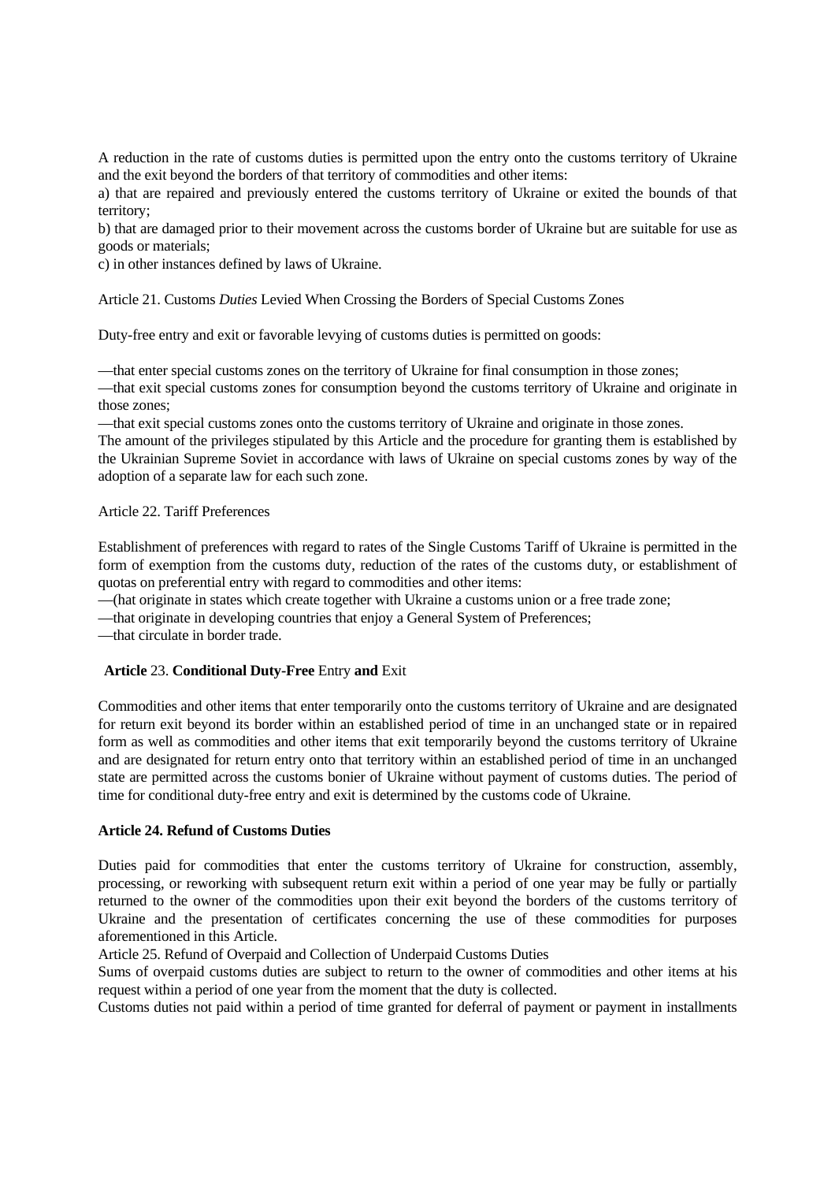A reduction in the rate of customs duties is permitted upon the entry onto the customs territory of Ukraine and the exit beyond the borders of that territory of commodities and other items:

a) that are repaired and previously entered the customs territory of Ukraine or exited the bounds of that territory;

b) that are damaged prior to their movement across the customs border of Ukraine but are suitable for use as goods or materials;

c) in other instances defined by laws of Ukraine.

Article 21. Customs *Duties* Levied When Crossing the Borders of Special Customs Zones

Duty-free entry and exit or favorable levying of customs duties is permitted on goods:

—that enter special customs zones on the territory of Ukraine for final consumption in those zones;

—that exit special customs zones for consumption beyond the customs territory of Ukraine and originate in those zones;

—that exit special customs zones onto the customs territory of Ukraine and originate in those zones.

The amount of the privileges stipulated by this Article and the procedure for granting them is established by the Ukrainian Supreme Soviet in accordance with laws of Ukraine on special customs zones by way of the adoption of a separate law for each such zone.

Article 22. Tariff Preferences

Establishment of preferences with regard to rates of the Single Customs Tariff of Ukraine is permitted in the form of exemption from the customs duty, reduction of the rates of the customs duty, or establishment of quotas on preferential entry with regard to commodities and other items:

—(hat originate in states which create together with Ukraine a customs union or a free trade zone;

—that originate in developing countries that enjoy a General System of Preferences;

—that circulate in border trade.

**Article** 23. **Conditional Duty-Free** Entry **and** Exit

Commodities and other items that enter temporarily onto the customs territory of Ukraine and are designated for return exit beyond its border within an established period of time in an unchanged state or in repaired form as well as commodities and other items that exit temporarily beyond the customs territory of Ukraine and are designated for return entry onto that territory within an established period of time in an unchanged state are permitted across the customs bonier of Ukraine without payment of customs duties. The period of time for conditional duty-free entry and exit is determined by the customs code of Ukraine.

**Article 24. Refund of Customs Duties**

Duties paid for commodities that enter the customs territory of Ukraine for construction, assembly, processing, or reworking with subsequent return exit within a period of one year may be fully or partially returned to the owner of the commodities upon their exit beyond the borders of the customs territory of Ukraine and the presentation of certificates concerning the use of these commodities for purposes aforementioned in this Article.

Article 25. Refund of Overpaid and Collection of Underpaid Customs Duties

Sums of overpaid customs duties are subject to return to the owner of commodities and other items at his request within a period of one year from the moment that the duty is collected.

Customs duties not paid within a period of time granted for deferral of payment or payment in installments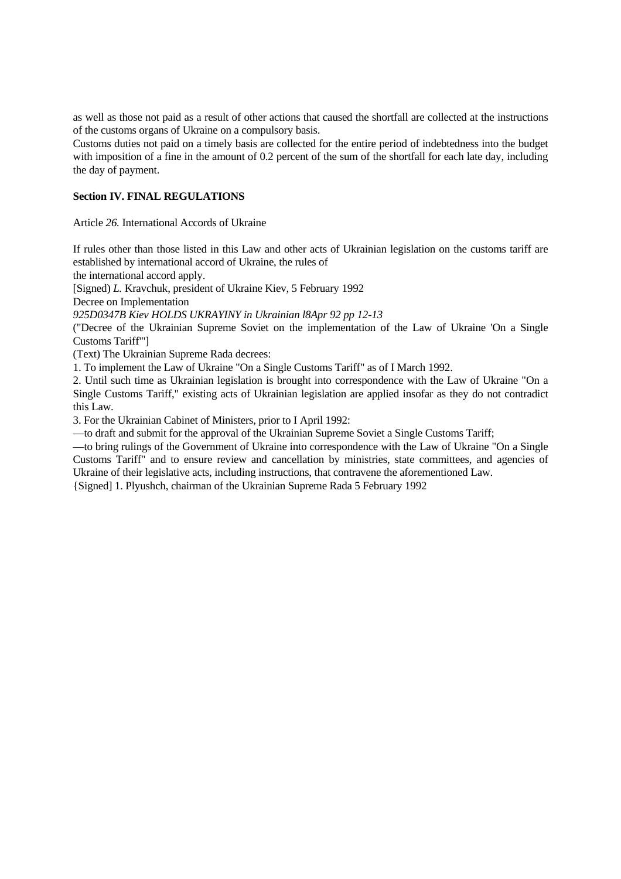as well as those not paid as a result of other actions that caused the shortfall are collected at the instructions of the customs organs of Ukraine on a compulsory basis.

Customs duties not paid on a timely basis are collected for the entire period of indebtedness into the budget with imposition of a fine in the amount of 0.2 percent of the sum of the shortfall for each late day, including the day of payment.

**Section IV. FINAL REGULATIONS**

Article *26.* International Accords of Ukraine

If rules other than those listed in this Law and other acts of Ukrainian legislation on the customs tariff are established by international accord of Ukraine, the rules of
the international accord apply.

[Signed) *L.* Kravchuk, president of Ukraine Kiev, 5 February 1992

Decree on Implementation

*925D0347B Kiev HOLDS UKRAYINY in Ukrainian l8Apr 92 pp 12-13*

("Decree of the Ukrainian Supreme Soviet on the implementation of the Law of Ukraine 'On a Single Customs Tariff'"]

(Text) The Ukrainian Supreme Rada decrees:

1. To implement the Law of Ukraine "On a Single Customs Tariff" as of I March 1992.

2. Until such time as Ukrainian legislation is brought into correspondence with the Law of Ukraine "On a Single Customs Tariff," existing acts of Ukrainian legislation are applied insofar as they do not contradict this Law.

3. For the Ukrainian Cabinet of Ministers, prior to I April 1992:

—to draft and submit for the approval of the Ukrainian Supreme Soviet a Single Customs Tariff;

—to bring rulings of the Government of Ukraine into correspondence with the Law of Ukraine "On a Single Customs Tariff" and to ensure review and cancellation by ministries, state committees, and agencies of Ukraine of their legislative acts, including instructions, that contravene the aforementioned Law.

{Signed] 1. Plyushch, chairman of the Ukrainian Supreme Rada 5 February 1992